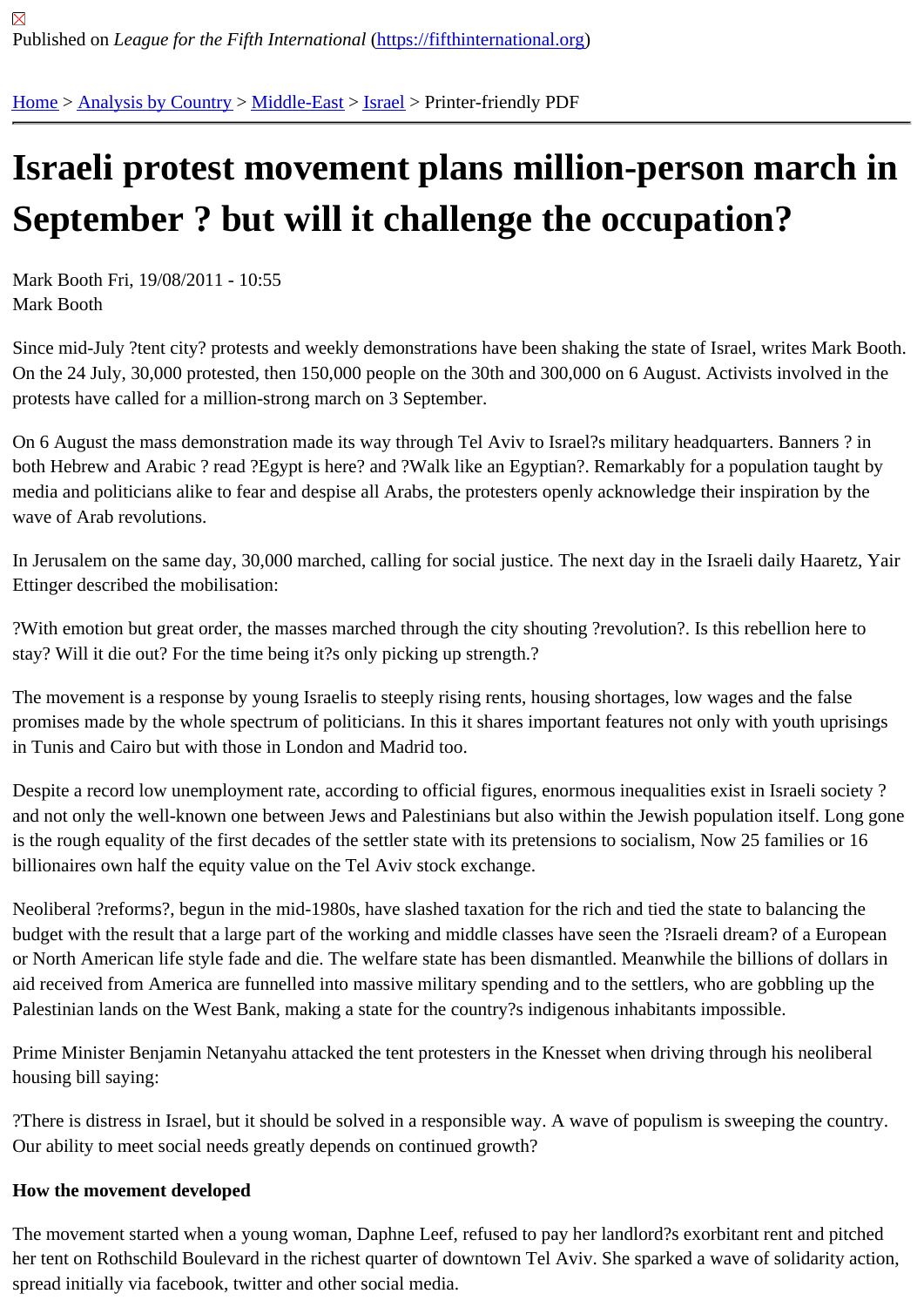Published on *League for the Fifth International* (https://fifthinternational.org)

Home > Analysis by Country > Middle-East > Israel > Printer-friendly PDF

# Israeli protest movement plans million-person march in September ? but will it challenge the occupation?

Mark Booth Fri, 19/08/2011 - 10:55
Mark Booth

Since mid-July ?tent city? protests and weekly demonstrations have been shaking the state of Israel, writes Mark Booth. On the 24 July, 30,000 protested, then 150,000 people on the 30th and 300,000 on 6 August. Activists involved in the protests have called for a million-strong march on 3 September.

On 6 August the mass demonstration made its way through Tel Aviv to Israel?s military headquarters. Banners ? in both Hebrew and Arabic ? read ?Egypt is here? and ?Walk like an Egyptian?. Remarkably for a population taught by media and politicians alike to fear and despise all Arabs, the protesters openly acknowledge their inspiration by the wave of Arab revolutions.

In Jerusalem on the same day, 30,000 marched, calling for social justice. The next day in the Israeli daily Haaretz, Yair Ettinger described the mobilisation:

?With emotion but great order, the masses marched through the city shouting ?revolution?. Is this rebellion here to stay? Will it die out? For the time being it?s only picking up strength.?

The movement is a response by young Israelis to steeply rising rents, housing shortages, low wages and the false promises made by the whole spectrum of politicians. In this it shares important features not only with youth uprisings in Tunis and Cairo but with those in London and Madrid too.

Despite a record low unemployment rate, according to official figures, enormous inequalities exist in Israeli society ? and not only the well-known one between Jews and Palestinians but also within the Jewish population itself. Long gone is the rough equality of the first decades of the settler state with its pretensions to socialism, Now 25 families or 16 billionaires own half the equity value on the Tel Aviv stock exchange.

Neoliberal ?reforms?, begun in the mid-1980s, have slashed taxation for the rich and tied the state to balancing the budget with the result that a large part of the working and middle classes have seen the ?Israeli dream? of a European or North American life style fade and die. The welfare state has been dismantled. Meanwhile the billions of dollars in aid received from America are funnelled into massive military spending and to the settlers, who are gobbling up the Palestinian lands on the West Bank, making a state for the country?s indigenous inhabitants impossible.

Prime Minister Benjamin Netanyahu attacked the tent protesters in the Knesset when driving through his neoliberal housing bill saying:

?There is distress in Israel, but it should be solved in a responsible way. A wave of populism is sweeping the country. Our ability to meet social needs greatly depends on continued growth?

**How the movement developed**

The movement started when a young woman, Daphne Leef, refused to pay her landlord?s exorbitant rent and pitched her tent on Rothschild Boulevard in the richest quarter of downtown Tel Aviv. She sparked a wave of solidarity action, spread initially via facebook, twitter and other social media.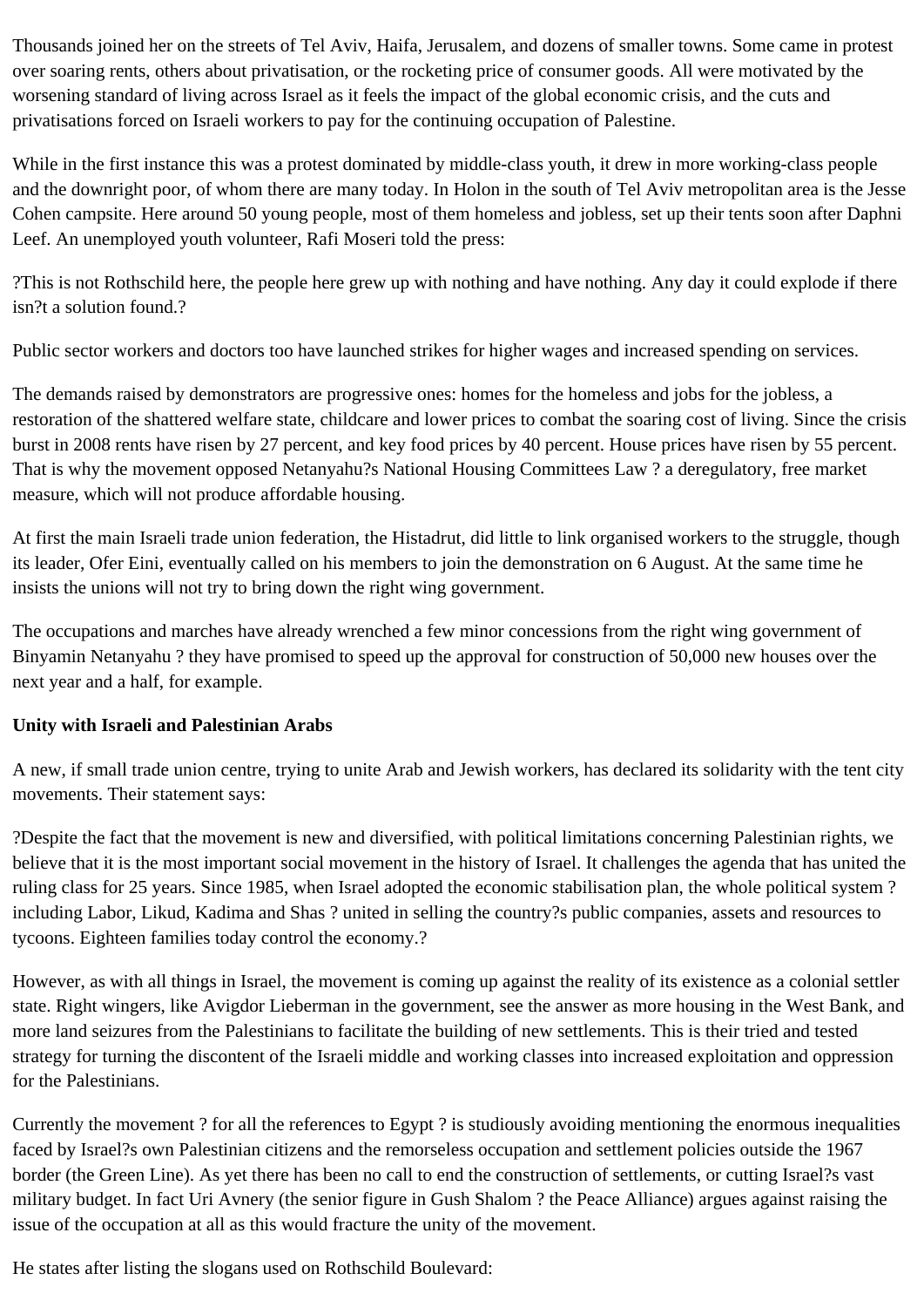Thousands joined her on the streets of Tel Aviv, Haifa, Jerusalem, and dozens of smaller towns. Some came in protest over soaring rents, others about privatisation, or the rocketing price of consumer goods. All were motivated by the worsening standard of living across Israel as it feels the impact of the global economic crisis, and the cuts and privatisations forced on Israeli workers to pay for the continuing occupation of Palestine.

While in the first instance this was a protest dominated by middle-class youth, it drew in more working-class people and the downright poor, of whom there are many today. In Holon in the south of Tel Aviv metropolitan area is the Jesse Cohen campsite. Here around 50 young people, most of them homeless and jobless, set up their tents soon after Daphni Leef. An unemployed youth volunteer, Rafi Moseri told the press:

?This is not Rothschild here, the people here grew up with nothing and have nothing. Any day it could explode if there isn?t a solution found.?

Public sector workers and doctors too have launched strikes for higher wages and increased spending on services.

The demands raised by demonstrators are progressive ones: homes for the homeless and jobs for the jobless, a restoration of the shattered welfare state, childcare and lower prices to combat the soaring cost of living. Since the crisis burst in 2008 rents have risen by 27 percent, and key food prices by 40 percent. House prices have risen by 55 percent. That is why the movement opposed Netanyahu?s National Housing Committees Law ? a deregulatory, free market measure, which will not produce affordable housing.

At first the main Israeli trade union federation, the Histadrut, did little to link organised workers to the struggle, though its leader, Ofer Eini, eventually called on his members to join the demonstration on 6 August. At the same time he insists the unions will not try to bring down the right wing government.

The occupations and marches have already wrenched a few minor concessions from the right wing government of Binyamin Netanyahu ? they have promised to speed up the approval for construction of 50,000 new houses over the next year and a half, for example.

**Unity with Israeli and Palestinian Arabs**

A new, if small trade union centre, trying to unite Arab and Jewish workers, has declared its solidarity with the tent city movements. Their statement says:

?Despite the fact that the movement is new and diversified, with political limitations concerning Palestinian rights, we believe that it is the most important social movement in the history of Israel. It challenges the agenda that has united the ruling class for 25 years. Since 1985, when Israel adopted the economic stabilisation plan, the whole political system ? including Labor, Likud, Kadima and Shas ? united in selling the country?s public companies, assets and resources to tycoons. Eighteen families today control the economy.?

However, as with all things in Israel, the movement is coming up against the reality of its existence as a colonial settler state. Right wingers, like Avigdor Lieberman in the government, see the answer as more housing in the West Bank, and more land seizures from the Palestinians to facilitate the building of new settlements. This is their tried and tested strategy for turning the discontent of the Israeli middle and working classes into increased exploitation and oppression for the Palestinians.

Currently the movement ? for all the references to Egypt ? is studiously avoiding mentioning the enormous inequalities faced by Israel?s own Palestinian citizens and the remorseless occupation and settlement policies outside the 1967 border (the Green Line). As yet there has been no call to end the construction of settlements, or cutting Israel?s vast military budget. In fact Uri Avnery (the senior figure in Gush Shalom ? the Peace Alliance) argues against raising the issue of the occupation at all as this would fracture the unity of the movement.

He states after listing the slogans used on Rothschild Boulevard: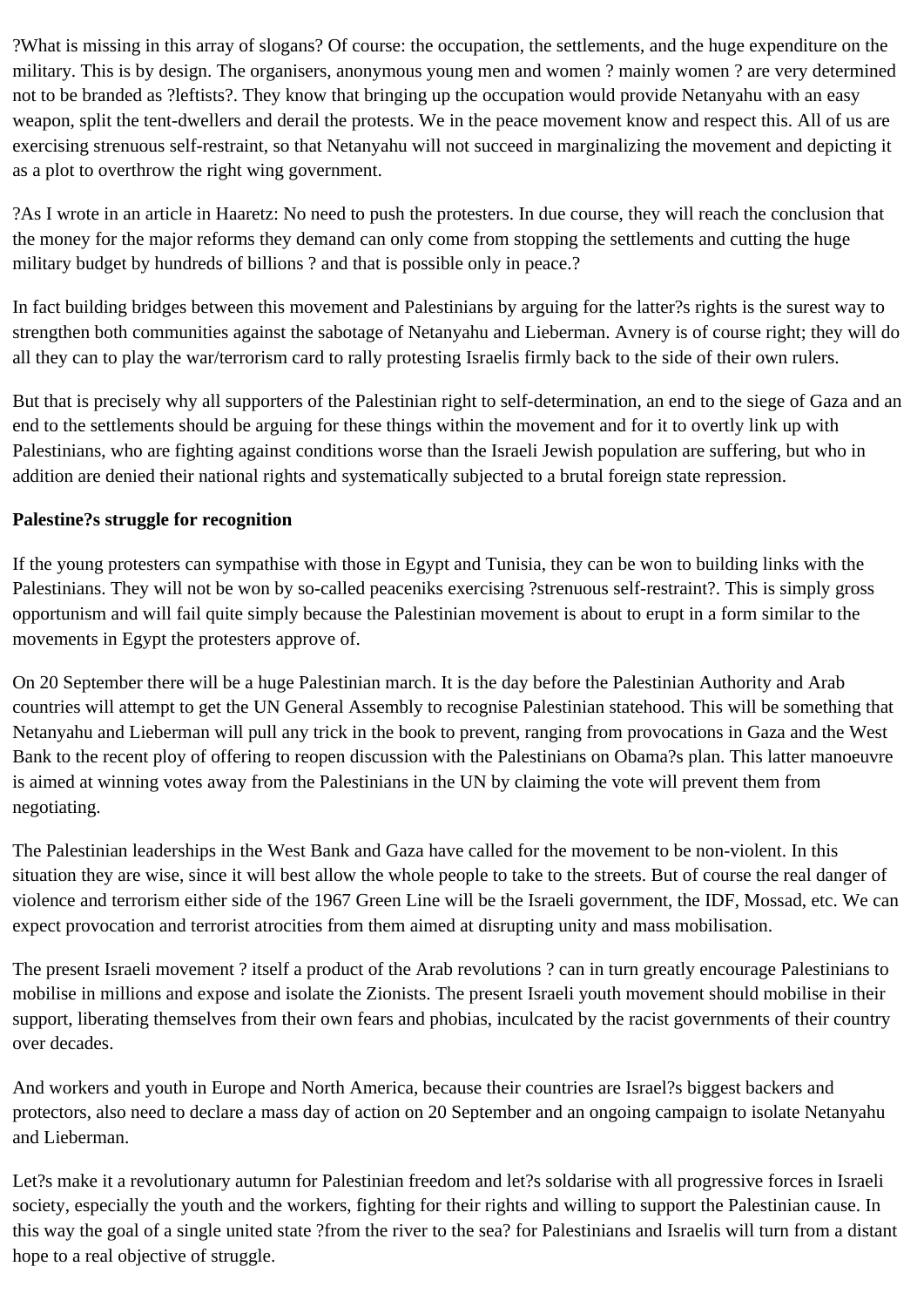?What is missing in this array of slogans? Of course: the occupation, the settlements, and the huge expenditure on the military. This is by design. The organisers, anonymous young men and women ? mainly women ? are very determined not to be branded as ?leftists?. They know that bringing up the occupation would provide Netanyahu with an easy weapon, split the tent-dwellers and derail the protests. We in the peace movement know and respect this. All of us are exercising strenuous self-restraint, so that Netanyahu will not succeed in marginalizing the movement and depicting it as a plot to overthrow the right wing government.

?As I wrote in an article in Haaretz: No need to push the protesters. In due course, they will reach the conclusion that the money for the major reforms they demand can only come from stopping the settlements and cutting the huge military budget by hundreds of billions ? and that is possible only in peace.?

In fact building bridges between this movement and Palestinians by arguing for the latter?s rights is the surest way to strengthen both communities against the sabotage of Netanyahu and Lieberman. Avnery is of course right; they will do all they can to play the war/terrorism card to rally protesting Israelis firmly back to the side of their own rulers.

But that is precisely why all supporters of the Palestinian right to self-determination, an end to the siege of Gaza and an end to the settlements should be arguing for these things within the movement and for it to overtly link up with Palestinians, who are fighting against conditions worse than the Israeli Jewish population are suffering, but who in addition are denied their national rights and systematically subjected to a brutal foreign state repression.

**Palestine?s struggle for recognition**

If the young protesters can sympathise with those in Egypt and Tunisia, they can be won to building links with the Palestinians. They will not be won by so-called peaceniks exercising ?strenuous self-restraint?. This is simply gross opportunism and will fail quite simply because the Palestinian movement is about to erupt in a form similar to the movements in Egypt the protesters approve of.

On 20 September there will be a huge Palestinian march. It is the day before the Palestinian Authority and Arab countries will attempt to get the UN General Assembly to recognise Palestinian statehood. This will be something that Netanyahu and Lieberman will pull any trick in the book to prevent, ranging from provocations in Gaza and the West Bank to the recent ploy of offering to reopen discussion with the Palestinians on Obama?s plan. This latter manoeuvre is aimed at winning votes away from the Palestinians in the UN by claiming the vote will prevent them from negotiating.

The Palestinian leaderships in the West Bank and Gaza have called for the movement to be non-violent. In this situation they are wise, since it will best allow the whole people to take to the streets. But of course the real danger of violence and terrorism either side of the 1967 Green Line will be the Israeli government, the IDF, Mossad, etc. We can expect provocation and terrorist atrocities from them aimed at disrupting unity and mass mobilisation.

The present Israeli movement ? itself a product of the Arab revolutions ? can in turn greatly encourage Palestinians to mobilise in millions and expose and isolate the Zionists. The present Israeli youth movement should mobilise in their support, liberating themselves from their own fears and phobias, inculcated by the racist governments of their country over decades.

And workers and youth in Europe and North America, because their countries are Israel?s biggest backers and protectors, also need to declare a mass day of action on 20 September and an ongoing campaign to isolate Netanyahu and Lieberman.

Let?s make it a revolutionary autumn for Palestinian freedom and let?s soldarise with all progressive forces in Israeli society, especially the youth and the workers, fighting for their rights and willing to support the Palestinian cause. In this way the goal of a single united state ?from the river to the sea? for Palestinians and Israelis will turn from a distant hope to a real objective of struggle.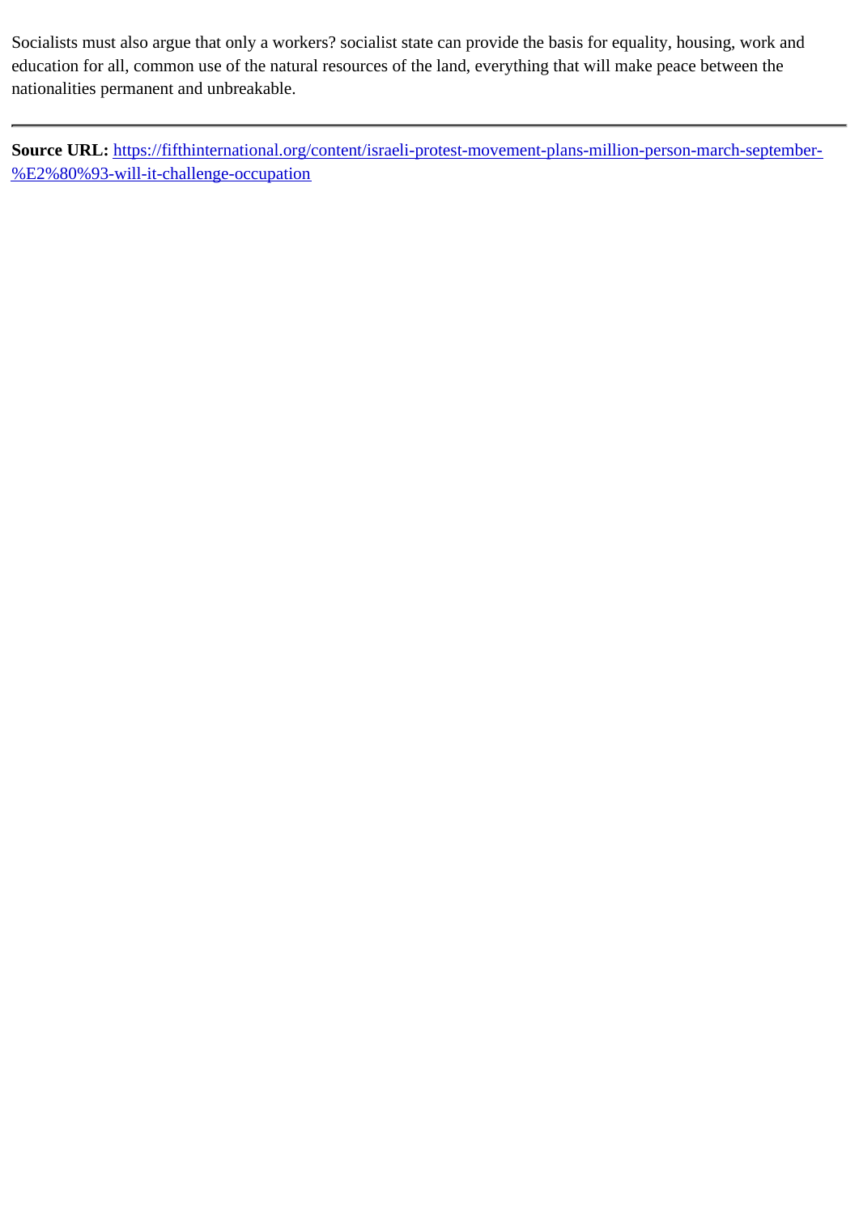Socialists must also argue that only a workers? socialist state can provide the basis for equality, housing, work and education for all, common use of the natural resources of the land, everything that will make peace between the nationalities permanent and unbreakable.

---

**Source URL:** https://fifthinternational.org/content/israeli-protest-movement-plans-million-person-march-september-%E2%80%93-will-it-challenge-occupation